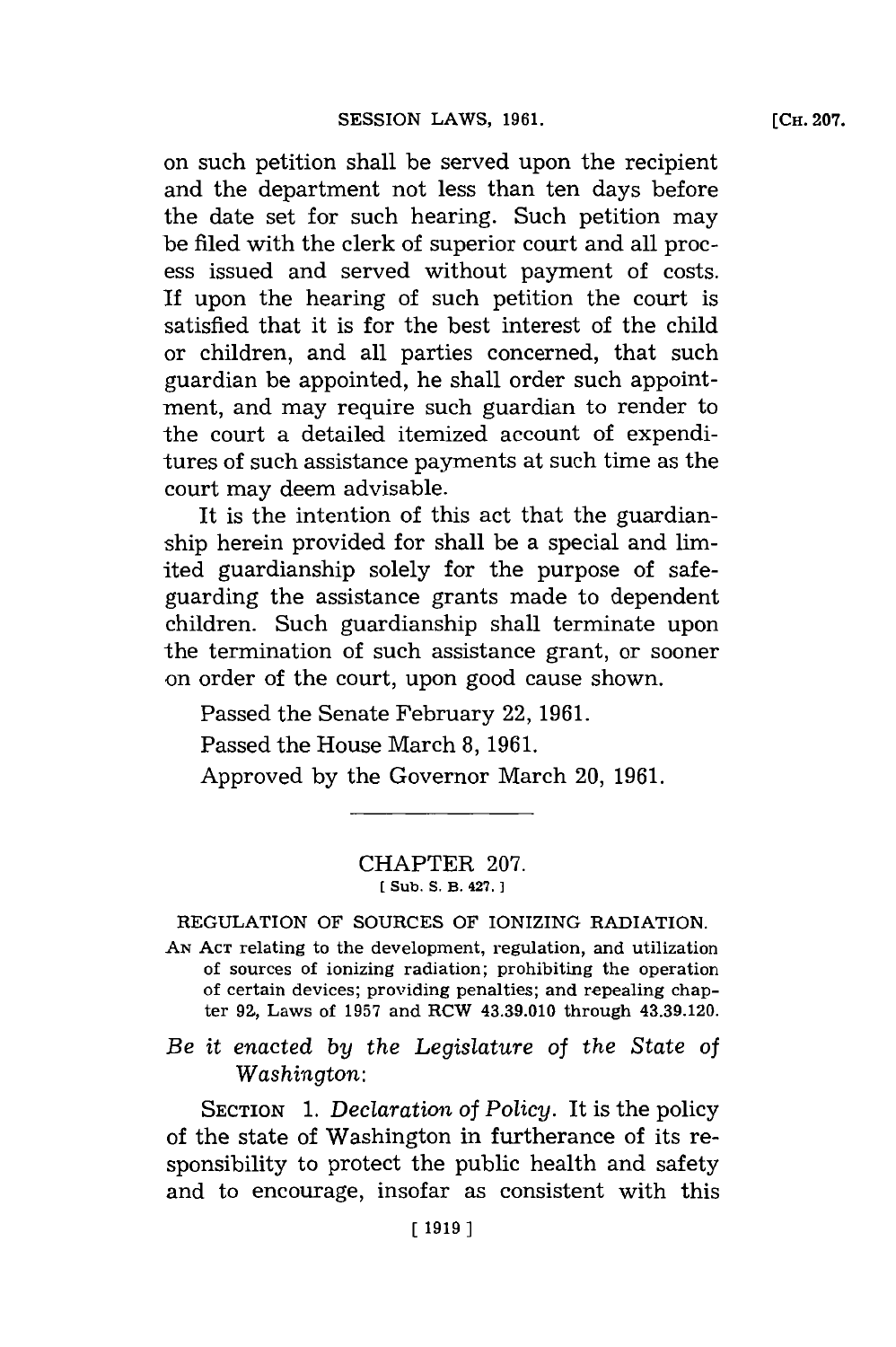on such petition shall be served upon the recipient and the department not less than ten days before the date set for such hearing. Such petition may be filed with the clerk of superior court and all process issued and served without payment of costs. If upon the hearing of such petition the court is satisfied that it is for the best interest of the child or children, and all parties concerned, that such guardian be appointed, he shall order such appointment, and may require such guardian to render to the court a detailed itemized account of expenditures of such assistance payments at such time as the court may deem advisable.

It is the intention of this act that the guardianship herein provided for shall be a special and limited guardianship solely for the purpose of safeguarding the assistance grants made to dependent children. Such guardianship shall terminate upon the termination of such assistance grant, or sooner on order of the court, upon good cause shown.

Passed the Senate February 22, 1961.

Passed the House March 8, 1961.

Approved by the Governor March 20, 1961.

---

## CHAPTER 207.

[ Sub. S. B. 427. ]

### REGULATION OF SOURCES OF IONIZING RADIATION.

AN ACT relating to the development, regulation, and utilization of sources of ionizing radiation; prohibiting the operation of certain devices; providing penalties; and repealing chapter 92, Laws of 1957 and RCW 43.39.010 through 43.39.120.

*Be it enacted by the Legislature of the State of Washington:*

SECTION 1. *Declaration of Policy.* It is the policy of the state of Washington in furtherance of its responsibility to protect the public health and safety and to encourage, insofar as consistent with this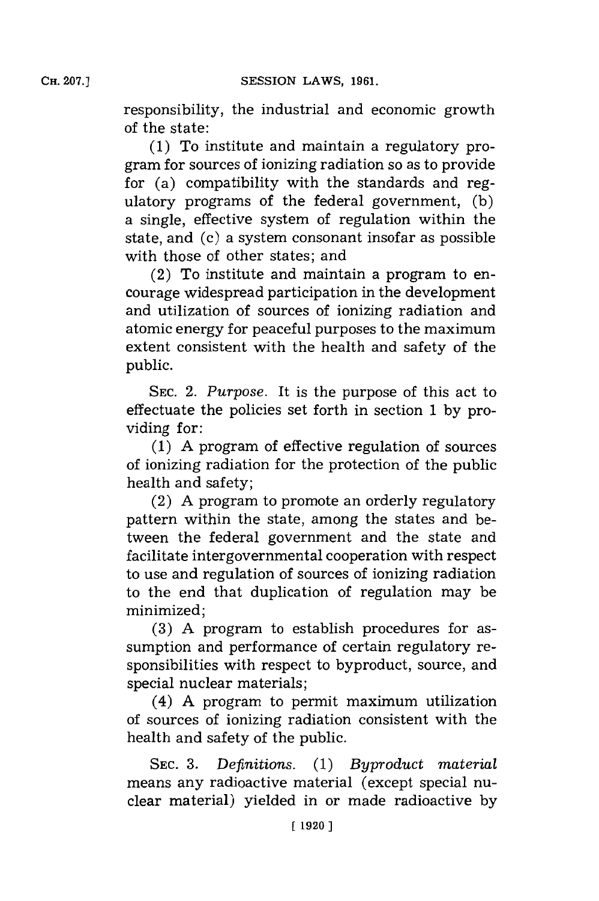responsibility, the industrial and economic growth of the state:

(1) To institute and maintain a regulatory program for sources of ionizing radiation so as to provide for (a) compatibility with the standards and regulatory programs of the federal government, (b) a single, effective system of regulation within the state, and (c) a system consonant insofar as possible with those of other states; and

(2) To institute and maintain a program to encourage widespread participation in the development and utilization of sources of ionizing radiation and atomic energy for peaceful purposes to the maximum extent consistent with the health and safety of the public.

SEC. 2. *Purpose.* It is the purpose of this act to effectuate the policies set forth in section 1 by providing for:

(1) A program of effective regulation of sources of ionizing radiation for the protection of the public health and safety;

(2) A program to promote an orderly regulatory pattern within the state, among the states and between the federal government and the state and facilitate intergovernmental cooperation with respect to use and regulation of sources of ionizing radiation to the end that duplication of regulation may be minimized;

(3) A program to establish procedures for assumption and performance of certain regulatory responsibilities with respect to byproduct, source, and special nuclear materials;

(4) A program to permit maximum utilization of sources of ionizing radiation consistent with the health and safety of the public.

SEC. 3. *Definitions.* (1) *Byproduct material* means any radioactive material (except special nuclear material) yielded in or made radioactive by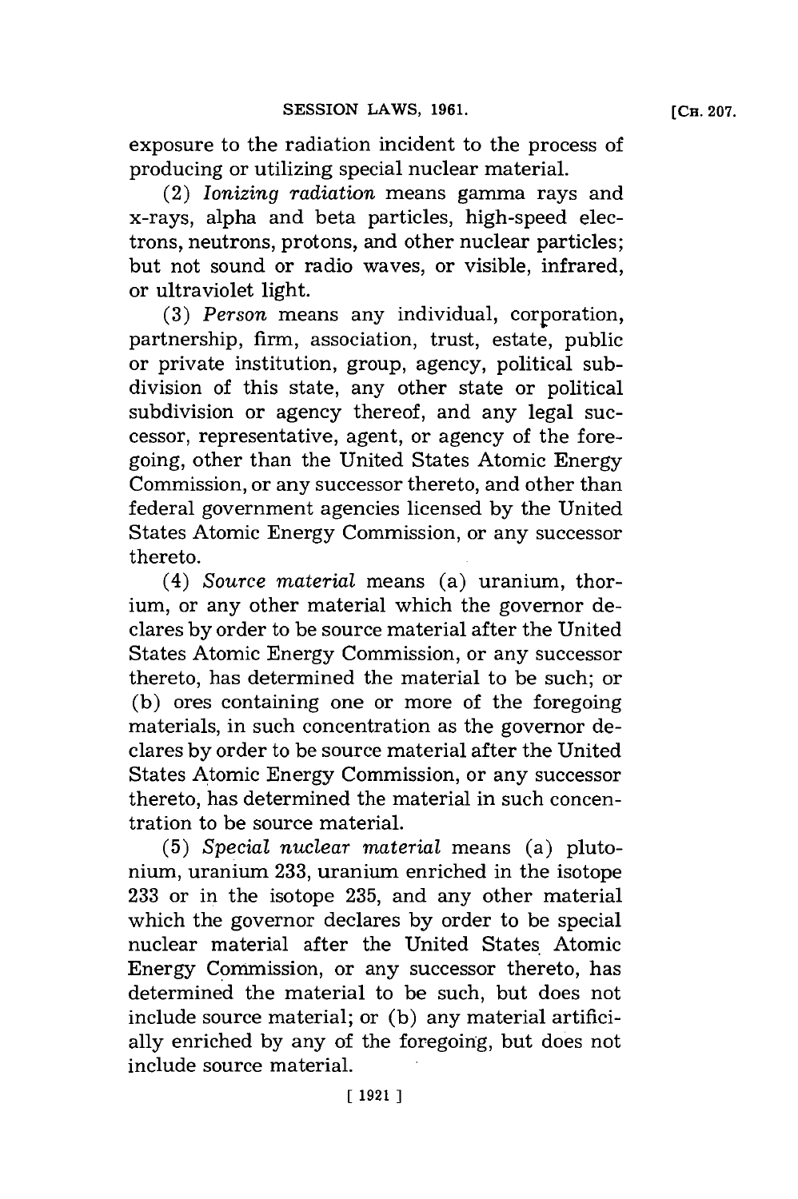exposure to the radiation incident to the process of producing or utilizing special nuclear material.

(2) *Ionizing radiation* means gamma rays and x-rays, alpha and beta particles, high-speed electrons, neutrons, protons, and other nuclear particles; but not sound or radio waves, or visible, infrared, or ultraviolet light.

(3) *Person* means any individual, corporation, partnership, firm, association, trust, estate, public or private institution, group, agency, political subdivision of this state, any other state or political subdivision or agency thereof, and any legal successor, representative, agent, or agency of the foregoing, other than the United States Atomic Energy Commission, or any successor thereto, and other than federal government agencies licensed by the United States Atomic Energy Commission, or any successor thereto.

(4) *Source material* means (a) uranium, thorium, or any other material which the governor declares by order to be source material after the United States Atomic Energy Commission, or any successor thereto, has determined the material to be such; or (b) ores containing one or more of the foregoing materials, in such concentration as the governor declares by order to be source material after the United States Atomic Energy Commission, or any successor thereto, has determined the material in such concentration to be source material.

(5) *Special nuclear material* means (a) plutonium, uranium 233, uranium enriched in the isotope 233 or in the isotope 235, and any other material which the governor declares by order to be special nuclear material after the United States Atomic Energy Commission, or any successor thereto, has determined the material to be such, but does not include source material; or (b) any material artificially enriched by any of the foregoing, but does not include source material.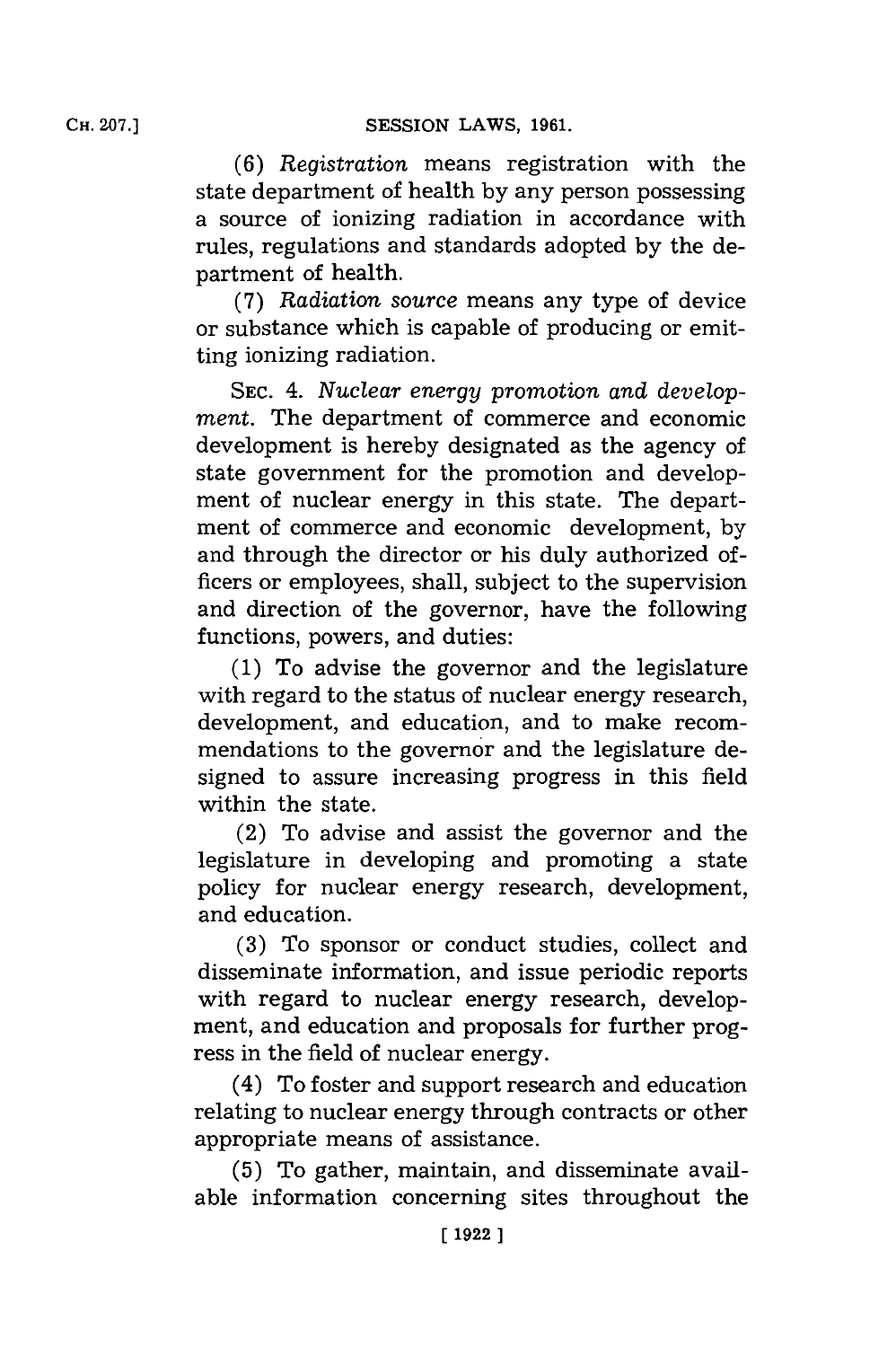(6) *Registration* means registration with the state department of health by any person possessing a source of ionizing radiation in accordance with rules, regulations and standards adopted by the department of health.

(7) *Radiation source* means any type of device or substance which is capable of producing or emitting ionizing radiation.

SEC. 4. *Nuclear energy promotion and development.* The department of commerce and economic development is hereby designated as the agency of state government for the promotion and development of nuclear energy in this state. The department of commerce and economic development, by and through the director or his duly authorized officers or employees, shall, subject to the supervision and direction of the governor, have the following functions, powers, and duties:

(1) To advise the governor and the legislature with regard to the status of nuclear energy research, development, and education, and to make recommendations to the governor and the legislature designed to assure increasing progress in this field within the state.

(2) To advise and assist the governor and the legislature in developing and promoting a state policy for nuclear energy research, development, and education.

(3) To sponsor or conduct studies, collect and disseminate information, and issue periodic reports with regard to nuclear energy research, development, and education and proposals for further progress in the field of nuclear energy.

(4) To foster and support research and education relating to nuclear energy through contracts or other appropriate means of assistance.

(5) To gather, maintain, and disseminate available information concerning sites throughout the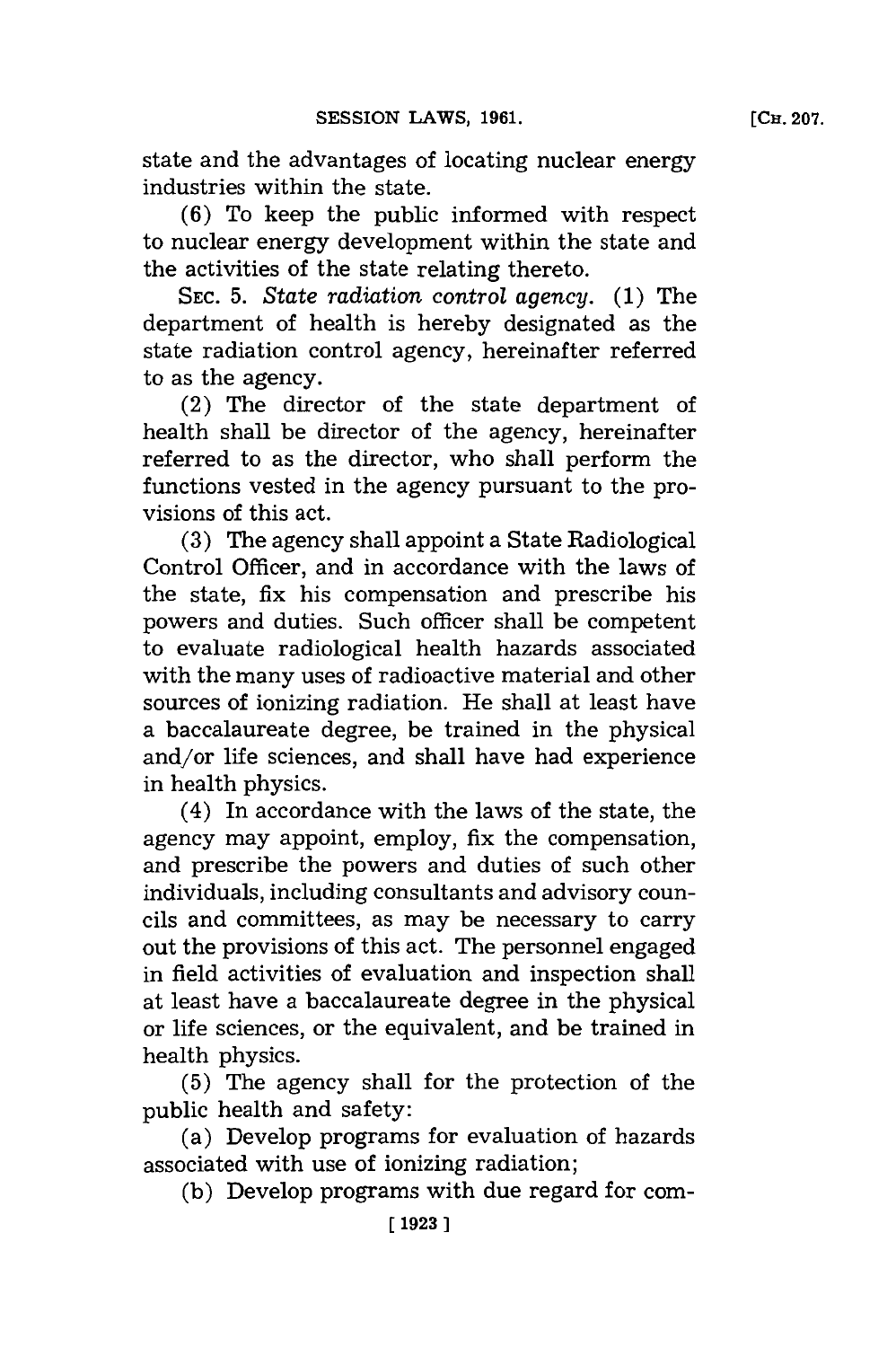state and the advantages of locating nuclear energy industries within the state.

(6) To keep the public informed with respect to nuclear energy development within the state and the activities of the state relating thereto.

SEC. 5. *State radiation control agency.* (1) The department of health is hereby designated as the state radiation control agency, hereinafter referred to as the agency.

(2) The director of the state department of health shall be director of the agency, hereinafter referred to as the director, who shall perform the functions vested in the agency pursuant to the provisions of this act.

(3) The agency shall appoint a State Radiological Control Officer, and in accordance with the laws of the state, fix his compensation and prescribe his powers and duties. Such officer shall be competent to evaluate radiological health hazards associated with the many uses of radioactive material and other sources of ionizing radiation. He shall at least have a baccalaureate degree, be trained in the physical and/or life sciences, and shall have had experience in health physics.

(4) In accordance with the laws of the state, the agency may appoint, employ, fix the compensation, and prescribe the powers and duties of such other individuals, including consultants and advisory councils and committees, as may be necessary to carry out the provisions of this act. The personnel engaged in field activities of evaluation and inspection shall at least have a baccalaureate degree in the physical or life sciences, or the equivalent, and be trained in health physics.

(5) The agency shall for the protection of the public health and safety:

(a) Develop programs for evaluation of hazards associated with use of ionizing radiation;

(b) Develop programs with due regard for com-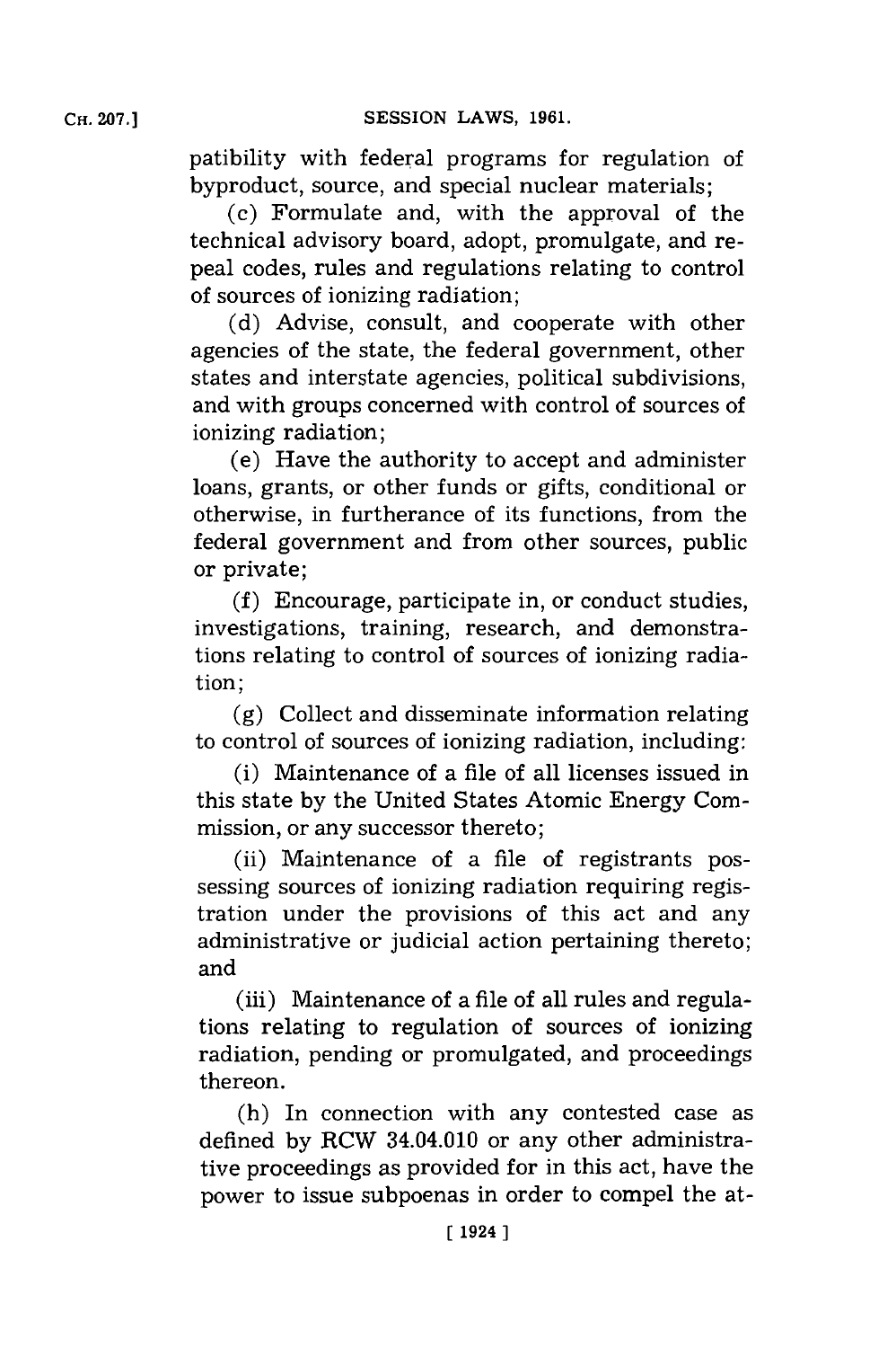patibility with federal programs for regulation of byproduct, source, and special nuclear materials;

(c) Formulate and, with the approval of the technical advisory board, adopt, promulgate, and repeal codes, rules and regulations relating to control of sources of ionizing radiation;

(d) Advise, consult, and cooperate with other agencies of the state, the federal government, other states and interstate agencies, political subdivisions, and with groups concerned with control of sources of ionizing radiation;

(e) Have the authority to accept and administer loans, grants, or other funds or gifts, conditional or otherwise, in furtherance of its functions, from the federal government and from other sources, public or private;

(f) Encourage, participate in, or conduct studies, investigations, training, research, and demonstrations relating to control of sources of ionizing radiation;

(g) Collect and disseminate information relating to control of sources of ionizing radiation, including:

(i) Maintenance of a file of all licenses issued in this state by the United States Atomic Energy Commission, or any successor thereto;

(ii) Maintenance of a file of registrants possessing sources of ionizing radiation requiring registration under the provisions of this act and any administrative or judicial action pertaining thereto; and

(iii) Maintenance of a file of all rules and regulations relating to regulation of sources of ionizing radiation, pending or promulgated, and proceedings thereon.

(h) In connection with any contested case as defined by RCW 34.04.010 or any other administrative proceedings as provided for in this act, have the power to issue subpoenas in order to compel the at-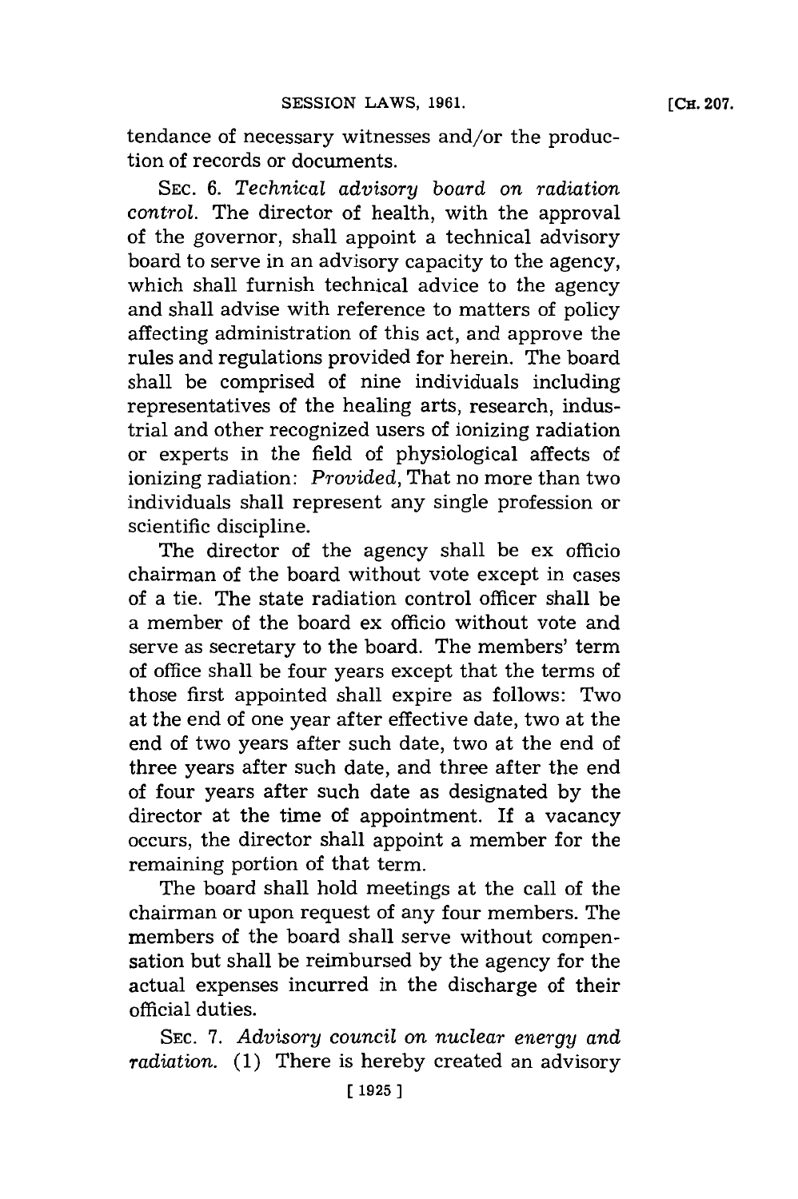tendance of necessary witnesses and/or the production of records or documents.

SEC. 6. *Technical advisory board on radiation control.* The director of health, with the approval of the governor, shall appoint a technical advisory board to serve in an advisory capacity to the agency, which shall furnish technical advice to the agency and shall advise with reference to matters of policy affecting administration of this act, and approve the rules and regulations provided for herein. The board shall be comprised of nine individuals including representatives of the healing arts, research, industrial and other recognized users of ionizing radiation or experts in the field of physiological affects of ionizing radiation: *Provided,* That no more than two individuals shall represent any single profession or scientific discipline.

The director of the agency shall be ex officio chairman of the board without vote except in cases of a tie. The state radiation control officer shall be a member of the board ex officio without vote and serve as secretary to the board. The members' term of office shall be four years except that the terms of those first appointed shall expire as follows: Two at the end of one year after effective date, two at the end of two years after such date, two at the end of three years after such date, and three after the end of four years after such date as designated by the director at the time of appointment. If a vacancy occurs, the director shall appoint a member for the remaining portion of that term.

The board shall hold meetings at the call of the chairman or upon request of any four members. The members of the board shall serve without compensation but shall be reimbursed by the agency for the actual expenses incurred in the discharge of their official duties.

SEC. 7. *Advisory council on nuclear energy and radiation.* (1) There is hereby created an advisory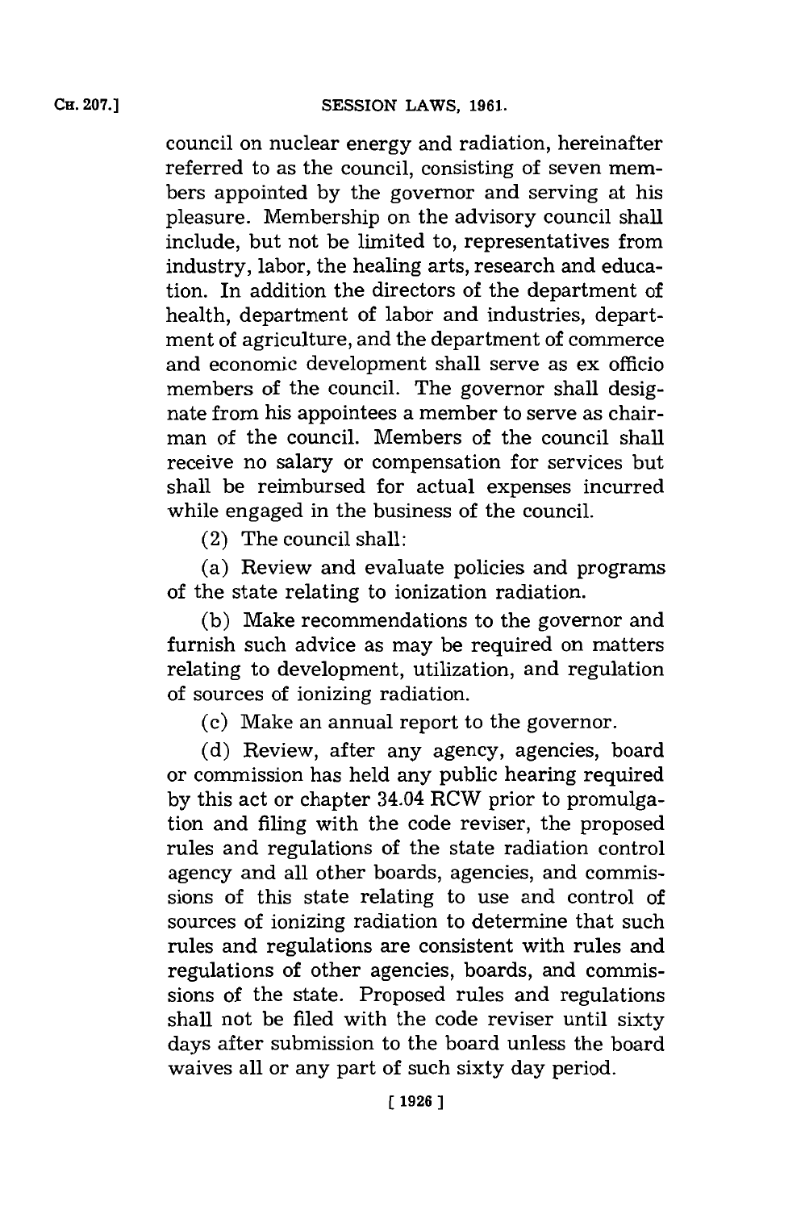council on nuclear energy and radiation, hereinafter referred to as the council, consisting of seven members appointed by the governor and serving at his pleasure. Membership on the advisory council shall include, but not be limited to, representatives from industry, labor, the healing arts, research and education. In addition the directors of the department of health, department of labor and industries, department of agriculture, and the department of commerce and economic development shall serve as ex officio members of the council. The governor shall designate from his appointees a member to serve as chairman of the council. Members of the council shall receive no salary or compensation for services but shall be reimbursed for actual expenses incurred while engaged in the business of the council.

(2) The council shall:

(a) Review and evaluate policies and programs of the state relating to ionization radiation.

(b) Make recommendations to the governor and furnish such advice as may be required on matters relating to development, utilization, and regulation of sources of ionizing radiation.

(c) Make an annual report to the governor.

(d) Review, after any agency, agencies, board or commission has held any public hearing required by this act or chapter 34.04 RCW prior to promulgation and filing with the code reviser, the proposed rules and regulations of the state radiation control agency and all other boards, agencies, and commissions of this state relating to use and control of sources of ionizing radiation to determine that such rules and regulations are consistent with rules and regulations of other agencies, boards, and commissions of the state. Proposed rules and regulations shall not be filed with the code reviser until sixty days after submission to the board unless the board waives all or any part of such sixty day period.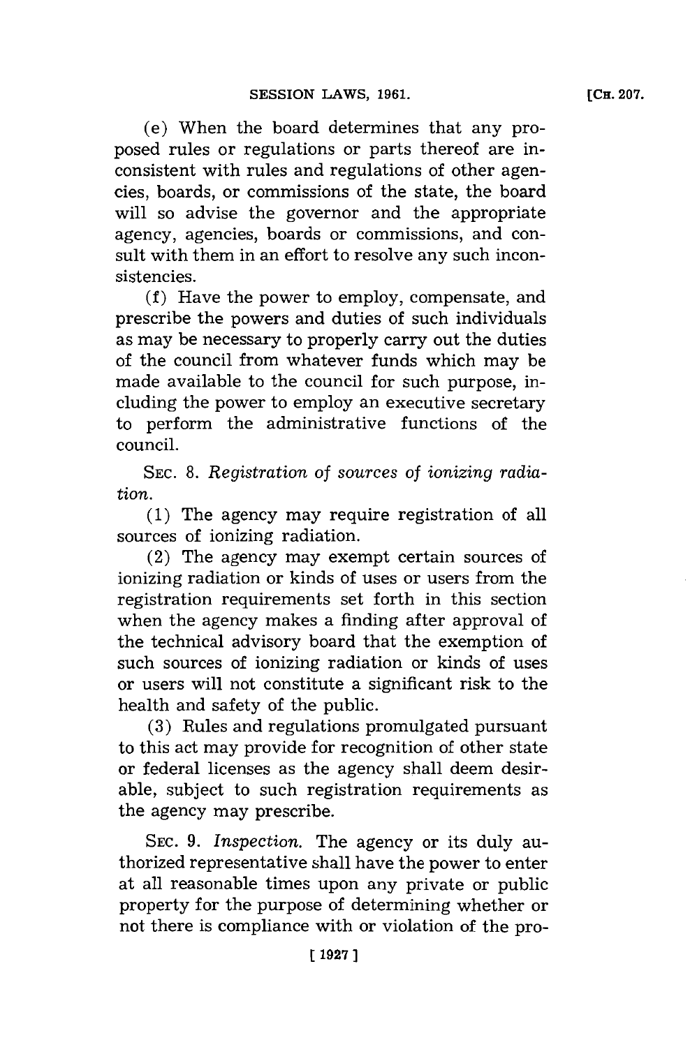(e) When the board determines that any proposed rules or regulations or parts thereof are inconsistent with rules and regulations of other agencies, boards, or commissions of the state, the board will so advise the governor and the appropriate agency, agencies, boards or commissions, and consult with them in an effort to resolve any such inconsistencies.

(f) Have the power to employ, compensate, and prescribe the powers and duties of such individuals as may be necessary to properly carry out the duties of the council from whatever funds which may be made available to the council for such purpose, including the power to employ an executive secretary to perform the administrative functions of the council.

SEC. 8. *Registration of sources of ionizing radiation.*

(1) The agency may require registration of all sources of ionizing radiation.

(2) The agency may exempt certain sources of ionizing radiation or kinds of uses or users from the registration requirements set forth in this section when the agency makes a finding after approval of the technical advisory board that the exemption of such sources of ionizing radiation or kinds of uses or users will not constitute a significant risk to the health and safety of the public.

(3) Rules and regulations promulgated pursuant to this act may provide for recognition of other state or federal licenses as the agency shall deem desirable, subject to such registration requirements as the agency may prescribe.

SEC. 9. *Inspection.* The agency or its duly authorized representative shall have the power to enter at all reasonable times upon any private or public property for the purpose of determining whether or not there is compliance with or violation of the pro-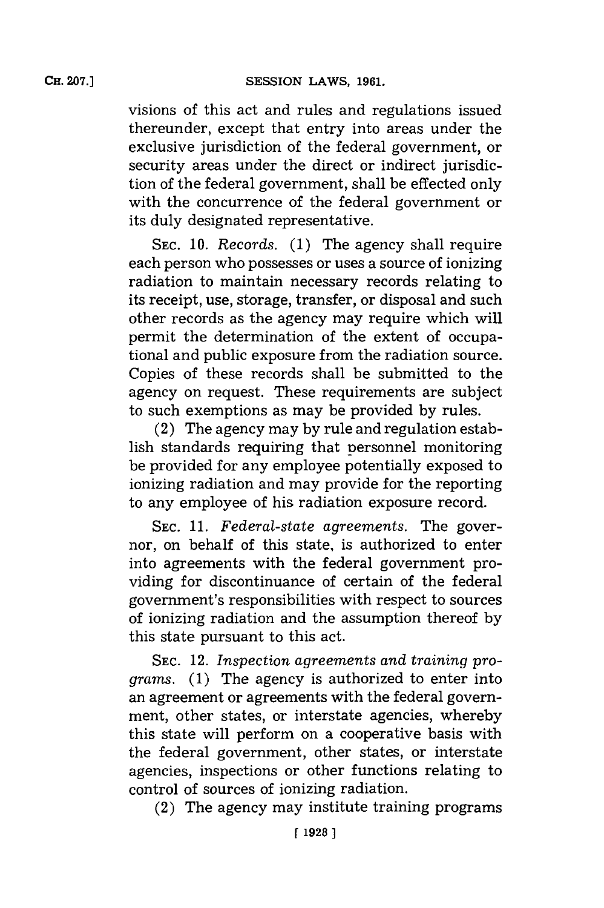visions of this act and rules and regulations issued thereunder, except that entry into areas under the exclusive jurisdiction of the federal government, or security areas under the direct or indirect jurisdiction of the federal government, shall be effected only with the concurrence of the federal government or its duly designated representative.

SEC. 10. *Records.* (1) The agency shall require each person who possesses or uses a source of ionizing radiation to maintain necessary records relating to its receipt, use, storage, transfer, or disposal and such other records as the agency may require which will permit the determination of the extent of occupational and public exposure from the radiation source. Copies of these records shall be submitted to the agency on request. These requirements are subject to such exemptions as may be provided by rules.

(2) The agency may by rule and regulation establish standards requiring that personnel monitoring be provided for any employee potentially exposed to ionizing radiation and may provide for the reporting to any employee of his radiation exposure record.

SEC. 11. *Federal-state agreements.* The governor, on behalf of this state, is authorized to enter into agreements with the federal government providing for discontinuance of certain of the federal government's responsibilities with respect to sources of ionizing radiation and the assumption thereof by this state pursuant to this act.

SEC. 12. *Inspection agreements and training programs.* (1) The agency is authorized to enter into an agreement or agreements with the federal government, other states, or interstate agencies, whereby this state will perform on a cooperative basis with the federal government, other states, or interstate agencies, inspections or other functions relating to control of sources of ionizing radiation.

(2) The agency may institute training programs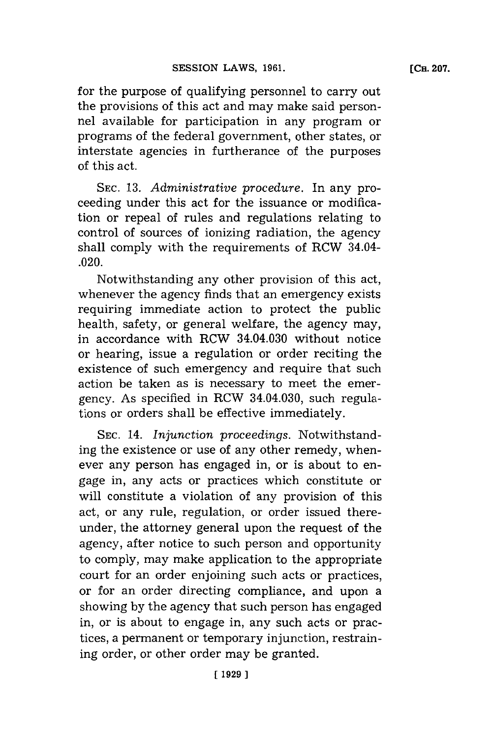for the purpose of qualifying personnel to carry out the provisions of this act and may make said personnel available for participation in any program or programs of the federal government, other states, or interstate agencies in furtherance of the purposes of this act.

SEC. 13. *Administrative procedure.* In any proceeding under this act for the issuance or modification or repeal of rules and regulations relating to control of sources of ionizing radiation, the agency shall comply with the requirements of RCW 34.04.020.

Notwithstanding any other provision of this act, whenever the agency finds that an emergency exists requiring immediate action to protect the public health, safety, or general welfare, the agency may, in accordance with RCW 34.04.030 without notice or hearing, issue a regulation or order reciting the existence of such emergency and require that such action be taken as is necessary to meet the emergency. As specified in RCW 34.04.030, such regulations or orders shall be effective immediately.

SEC. 14. *Injunction proceedings.* Notwithstanding the existence or use of any other remedy, whenever any person has engaged in, or is about to engage in, any acts or practices which constitute or will constitute a violation of any provision of this act, or any rule, regulation, or order issued thereunder, the attorney general upon the request of the agency, after notice to such person and opportunity to comply, may make application to the appropriate court for an order enjoining such acts or practices, or for an order directing compliance, and upon a showing by the agency that such person has engaged in, or is about to engage in, any such acts or practices, a permanent or temporary injunction, restraining order, or other order may be granted.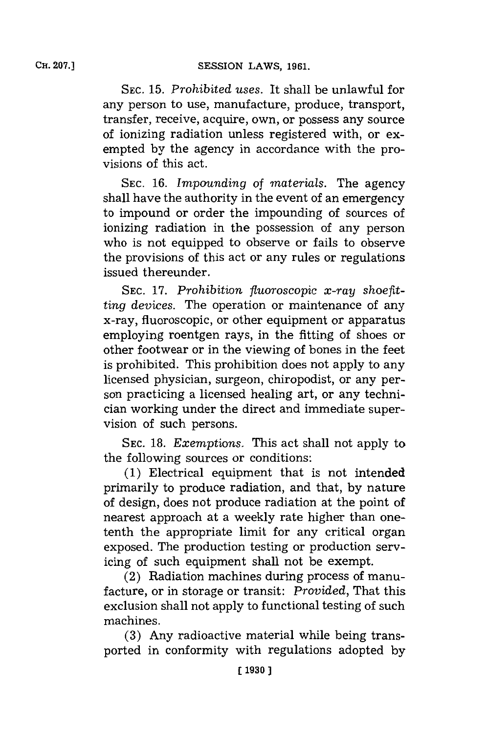SEC. 15. *Prohibited uses.* It shall be unlawful for any person to use, manufacture, produce, transport, transfer, receive, acquire, own, or possess any source of ionizing radiation unless registered with, or exempted by the agency in accordance with the provisions of this act.

SEC. 16. *Impounding of materials.* The agency shall have the authority in the event of an emergency to impound or order the impounding of sources of ionizing radiation in the possession of any person who is not equipped to observe or fails to observe the provisions of this act or any rules or regulations issued thereunder.

SEC. 17. *Prohibition fluoroscopic x-ray shoefitting devices.* The operation or maintenance of any x-ray, fluoroscopic, or other equipment or apparatus employing roentgen rays, in the fitting of shoes or other footwear or in the viewing of bones in the feet is prohibited. This prohibition does not apply to any licensed physician, surgeon, chiropodist, or any person practicing a licensed healing art, or any technician working under the direct and immediate supervision of such persons.

SEC. 18. *Exemptions.* This act shall not apply to the following sources or conditions:

(1) Electrical equipment that is not intended primarily to produce radiation, and that, by nature of design, does not produce radiation at the point of nearest approach at a weekly rate higher than one-tenth the appropriate limit for any critical organ exposed. The production testing or production servicing of such equipment shall not be exempt.

(2) Radiation machines during process of manufacture, or in storage or transit: *Provided*, That this exclusion shall not apply to functional testing of such machines.

(3) Any radioactive material while being transported in conformity with regulations adopted by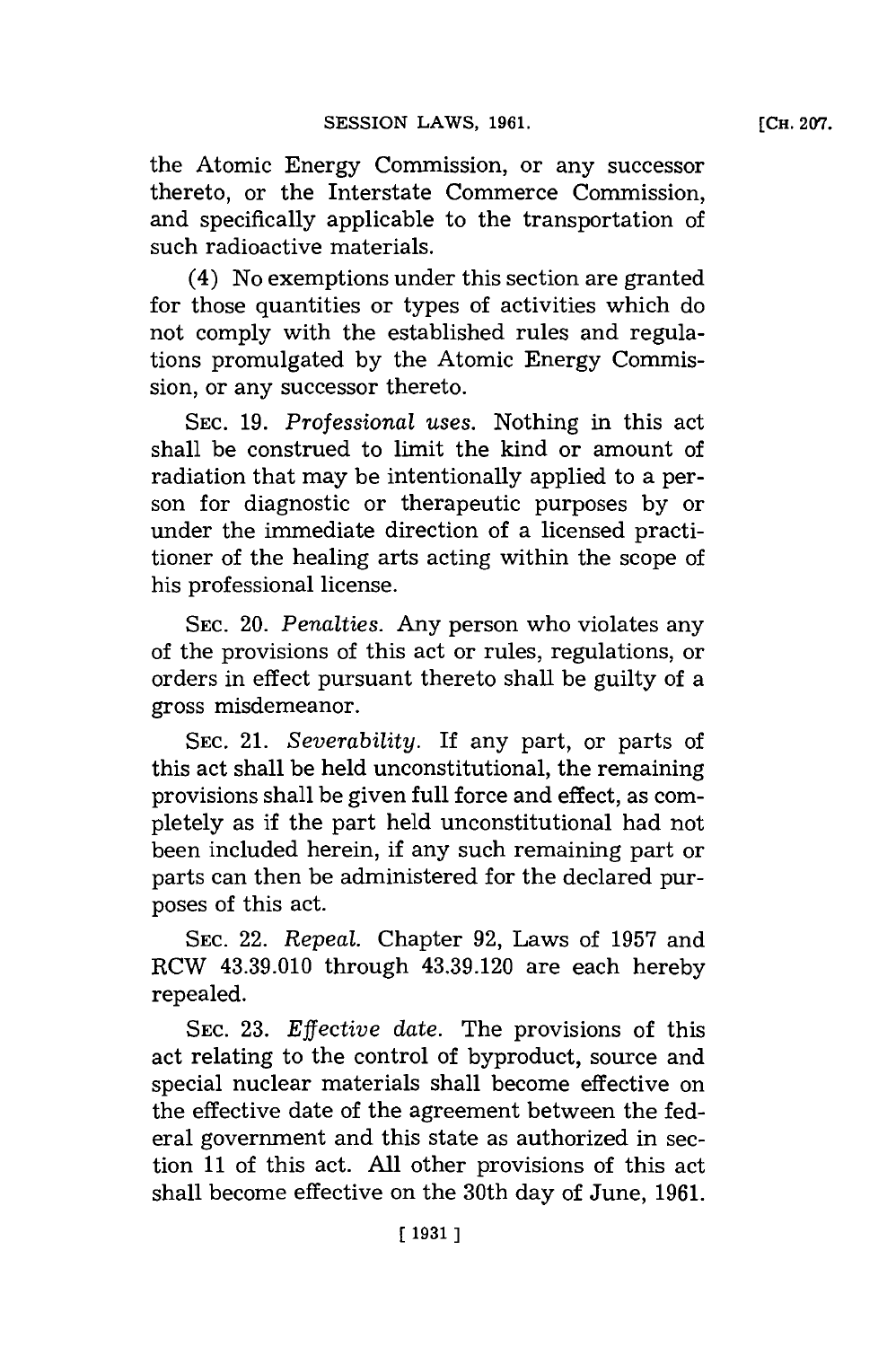the Atomic Energy Commission, or any successor thereto, or the Interstate Commerce Commission, and specifically applicable to the transportation of such radioactive materials.

(4) No exemptions under this section are granted for those quantities or types of activities which do not comply with the established rules and regulations promulgated by the Atomic Energy Commission, or any successor thereto.

SEC. 19. *Professional uses.* Nothing in this act shall be construed to limit the kind or amount of radiation that may be intentionally applied to a person for diagnostic or therapeutic purposes by or under the immediate direction of a licensed practitioner of the healing arts acting within the scope of his professional license.

SEC. 20. *Penalties.* Any person who violates any of the provisions of this act or rules, regulations, or orders in effect pursuant thereto shall be guilty of a gross misdemeanor.

SEC. 21. *Severability.* If any part, or parts of this act shall be held unconstitutional, the remaining provisions shall be given full force and effect, as completely as if the part held unconstitutional had not been included herein, if any such remaining part or parts can then be administered for the declared purposes of this act.

SEC. 22. *Repeal.* Chapter 92, Laws of 1957 and RCW 43.39.010 through 43.39.120 are each hereby repealed.

SEC. 23. *Effective date.* The provisions of this act relating to the control of byproduct, source and special nuclear materials shall become effective on the effective date of the agreement between the federal government and this state as authorized in section 11 of this act. All other provisions of this act shall become effective on the 30th day of June, 1961.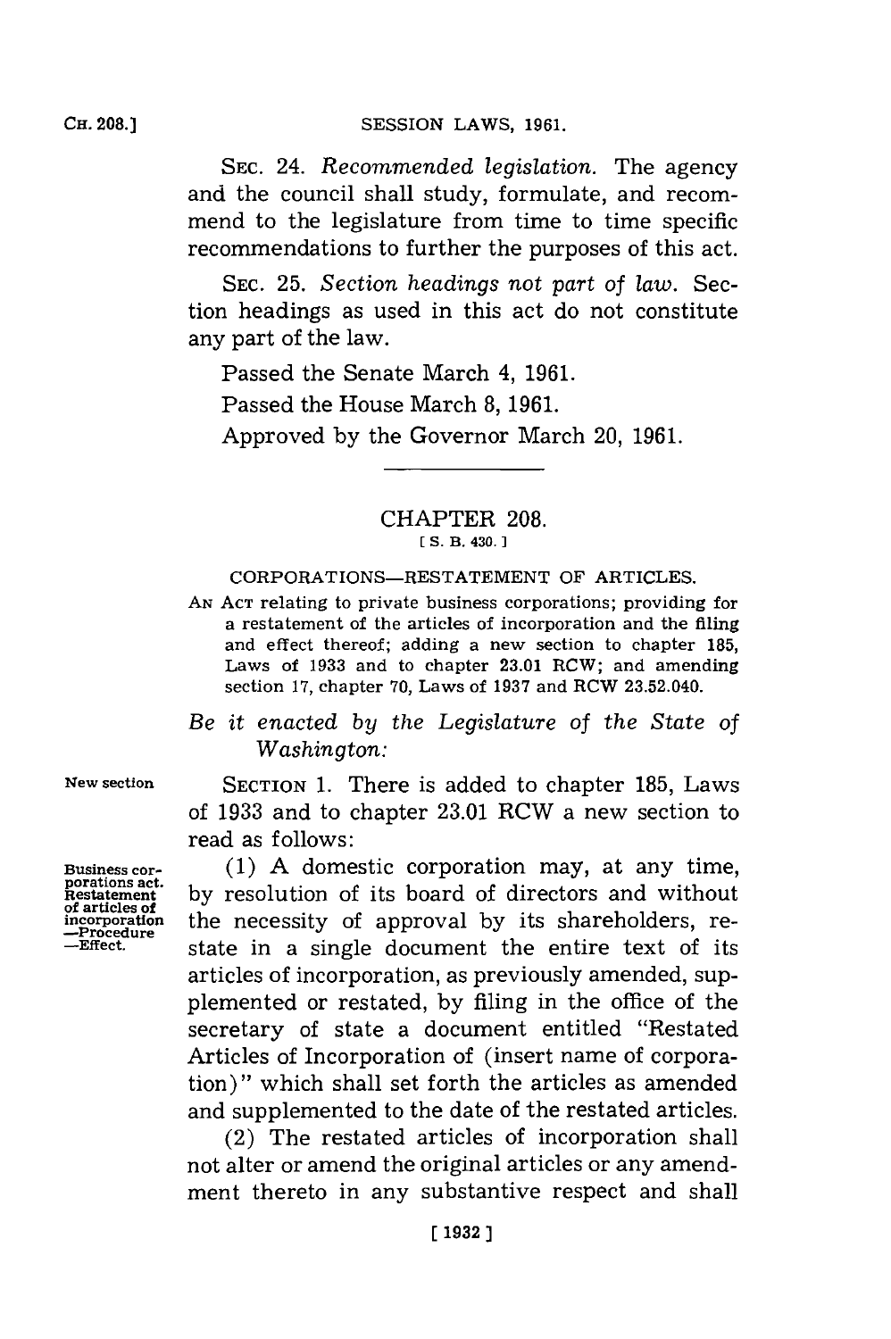SEC. 24. *Recommended legislation.* The agency and the council shall study, formulate, and recommend to the legislature from time to time specific recommendations to further the purposes of this act.

SEC. 25. *Section headings not part of law.* Section headings as used in this act do not constitute any part of the law.

Passed the Senate March 4, 1961.

Passed the House March 8, 1961.

Approved by the Governor March 20, 1961.

---

## CHAPTER 208.

[S. B. 430.]

CORPORATIONS—RESTATEMENT OF ARTICLES.

AN ACT relating to private business corporations; providing for a restatement of the articles of incorporation and the filing and effect thereof; adding a new section to chapter 185, Laws of 1933 and to chapter 23.01 RCW; and amending section 17, chapter 70, Laws of 1937 and RCW 23.52.040.

*Be it enacted by the Legislature of the State of Washington:*

New section

SECTION 1. There is added to chapter 185, Laws of 1933 and to chapter 23.01 RCW a new section to read as follows:

Business corporations act. Restatement of articles of incorporation —Procedure —Effect.

(1) A domestic corporation may, at any time, by resolution of its board of directors and without the necessity of approval by its shareholders, restate in a single document the entire text of its articles of incorporation, as previously amended, supplemented or restated, by filing in the office of the secretary of state a document entitled "Restated Articles of Incorporation of (insert name of corporation)" which shall set forth the articles as amended and supplemented to the date of the restated articles.

(2) The restated articles of incorporation shall not alter or amend the original articles or any amendment thereto in any substantive respect and shall